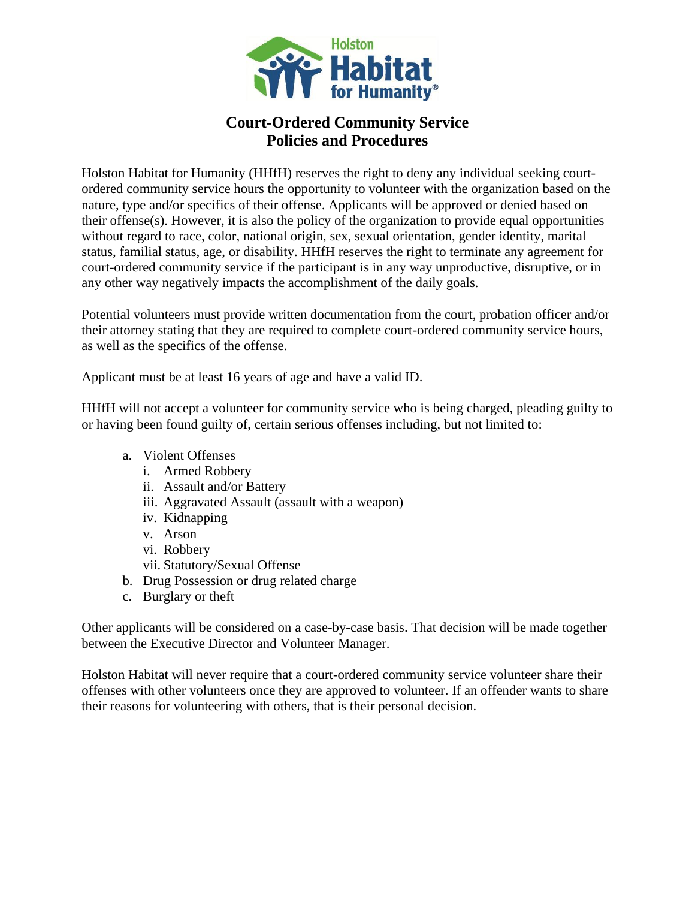# Court-Ordered Community Service
# Policies and Procedures

Holston Habitat for Humanity (HHfH) reserves the right to deny any individual seeking court-ordered community service hours the opportunity to volunteer with the organization based on the nature, type and/or specifics of their offense. Applicants will be approved or denied based on their offense(s). However, it is also the policy of the organization to provide equal opportunities without regard to race, color, national origin, sex, sexual orientation, gender identity, marital status, familial status, age, or disability. HHfH reserves the right to terminate any agreement for court-ordered community service if the participant is in any way unproductive, disruptive, or in any other way negatively impacts the accomplishment of the daily goals.

Potential volunteers must provide written documentation from the court, probation officer and/or their attorney stating that they are required to complete court-ordered community service hours, as well as the specifics of the offense.

Applicant must be at least 16 years of age and have a valid ID.

HHfH will not accept a volunteer for community service who is being charged, pleading guilty to or having been found guilty of, certain serious offenses including, but not limited to:

a. Violent Offenses
   i. Armed Robbery
   ii. Assault and/or Battery
   iii. Aggravated Assault (assault with a weapon)
   iv. Kidnapping
   v. Arson
   vi. Robbery
   vii. Statutory/Sexual Offense
b. Drug Possession or drug related charge
c. Burglary or theft

Other applicants will be considered on a case-by-case basis. That decision will be made together between the Executive Director and Volunteer Manager.

Holston Habitat will never require that a court-ordered community service volunteer share their offenses with other volunteers once they are approved to volunteer. If an offender wants to share their reasons for volunteering with others, that is their personal decision.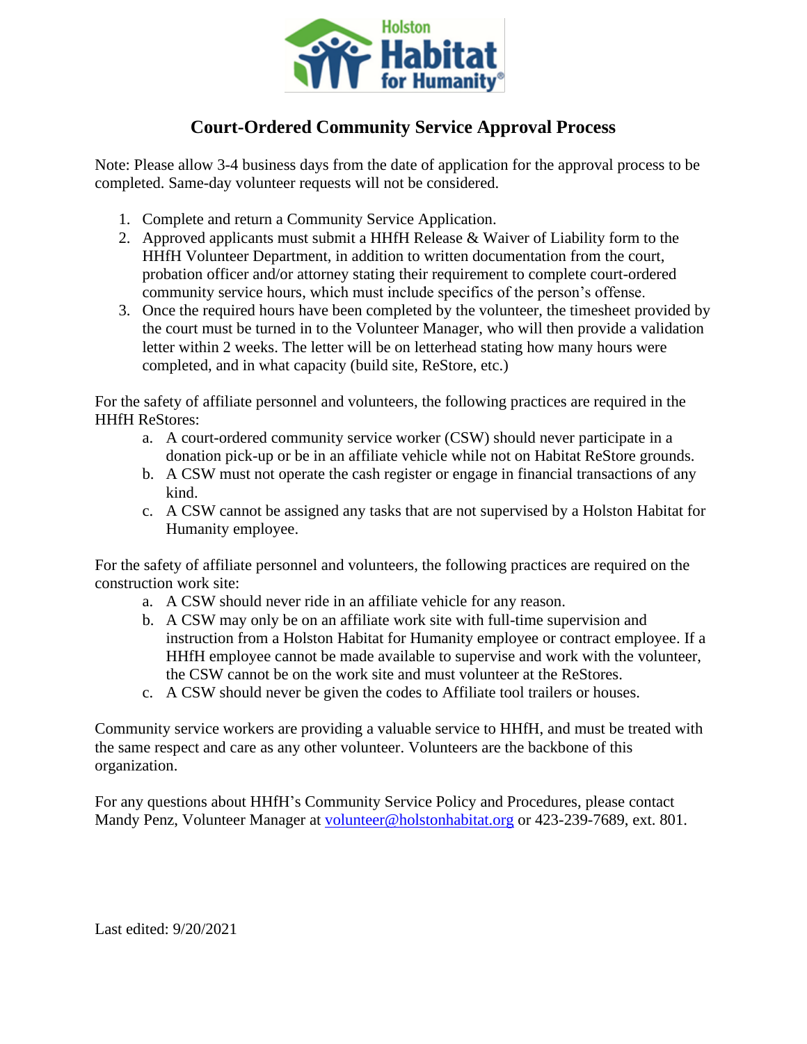# Court-Ordered Community Service Approval Process

Note: Please allow 3-4 business days from the date of application for the approval process to be completed. Same-day volunteer requests will not be considered.

1. Complete and return a Community Service Application.
2. Approved applicants must submit a HHfH Release & Waiver of Liability form to the HHfH Volunteer Department, in addition to written documentation from the court, probation officer and/or attorney stating their requirement to complete court-ordered community service hours, which must include specifics of the person's offense.
3. Once the required hours have been completed by the volunteer, the timesheet provided by the court must be turned in to the Volunteer Manager, who will then provide a validation letter within 2 weeks. The letter will be on letterhead stating how many hours were completed, and in what capacity (build site, ReStore, etc.)

For the safety of affiliate personnel and volunteers, the following practices are required in the HHfH ReStores:

a. A court-ordered community service worker (CSW) should never participate in a donation pick-up or be in an affiliate vehicle while not on Habitat ReStore grounds.
b. A CSW must not operate the cash register or engage in financial transactions of any kind.
c. A CSW cannot be assigned any tasks that are not supervised by a Holston Habitat for Humanity employee.

For the safety of affiliate personnel and volunteers, the following practices are required on the construction work site:

a. A CSW should never ride in an affiliate vehicle for any reason.
b. A CSW may only be on an affiliate work site with full-time supervision and instruction from a Holston Habitat for Humanity employee or contract employee. If a HHfH employee cannot be made available to supervise and work with the volunteer, the CSW cannot be on the work site and must volunteer at the ReStores.
c. A CSW should never be given the codes to Affiliate tool trailers or houses.

Community service workers are providing a valuable service to HHfH, and must be treated with the same respect and care as any other volunteer. Volunteers are the backbone of this organization.

For any questions about HHfH's Community Service Policy and Procedures, please contact Mandy Penz, Volunteer Manager at volunteer@holstonhabitat.org or 423-239-7689, ext. 801.

Last edited: 9/20/2021